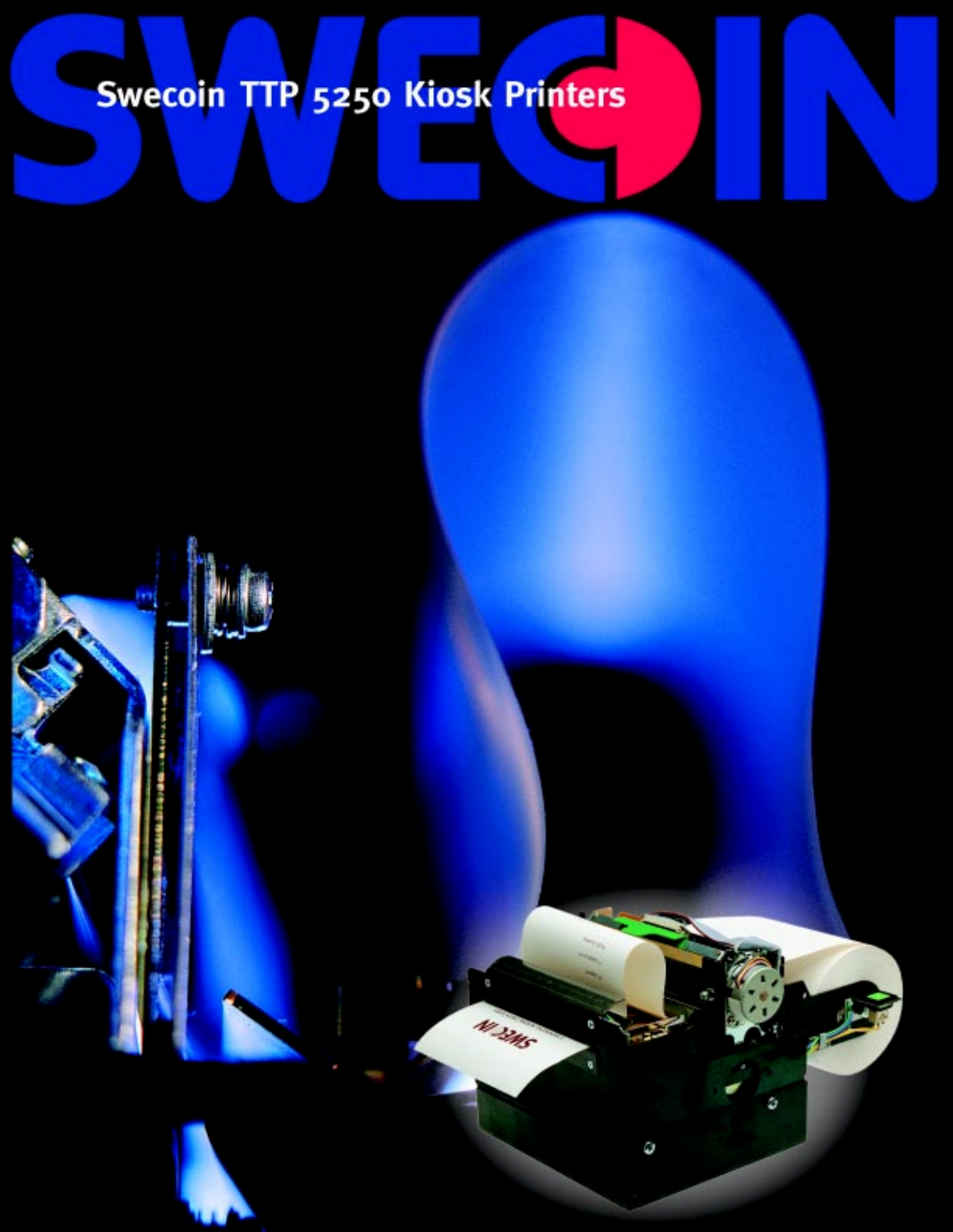# SWECOIN

## Swecoin TTP 5250 Kiosk Printers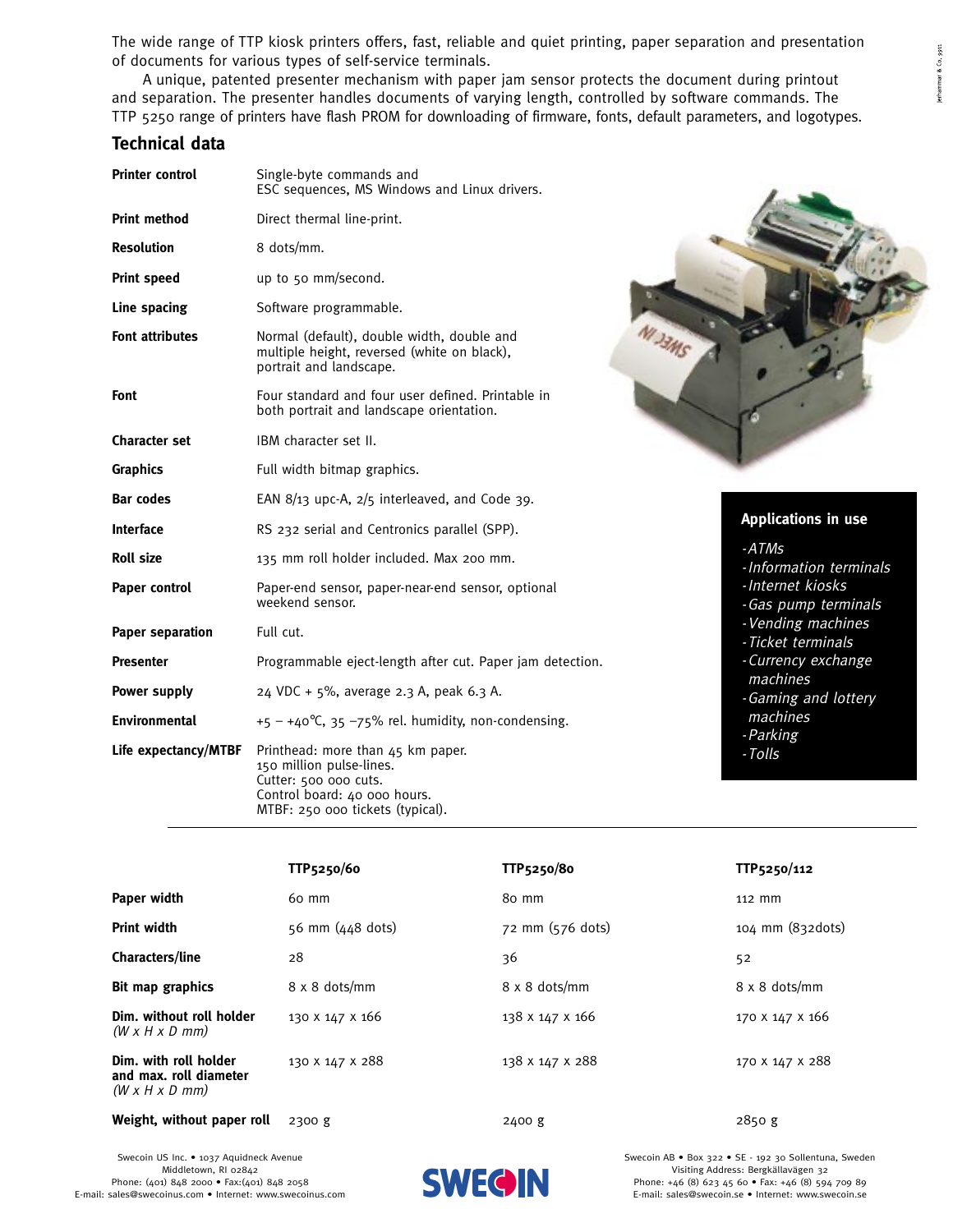The wide range of TTP kiosk printers offers, fast, reliable and quiet printing, paper separation and presentation of documents for various types of self-service terminals.

A unique, patented presenter mechanism with paper jam sensor protects the document during printout and separation. The presenter handles documents of varying length, controlled by software commands. The TTP 5250 range of printers have flash PROM for downloading of firmware, fonts, default parameters, and logotypes.

## Technical data

| | |
|---|---|
| **Printer control** | Single-byte commands and ESC sequences, MS Windows and Linux drivers. |
| **Print method** | Direct thermal line-print. |
| **Resolution** | 8 dots/mm. |
| **Print speed** | up to 50 mm/second. |
| **Line spacing** | Software programmable. |
| **Font attributes** | Normal (default), double width, double and multiple height, reversed (white on black), portrait and landscape. |
| **Font** | Four standard and four user defined. Printable in both portrait and landscape orientation. |
| **Character set** | IBM character set II. |
| **Graphics** | Full width bitmap graphics. |
| **Bar codes** | EAN 8/13 upc-A, 2/5 interleaved, and Code 39. |
| **Interface** | RS 232 serial and Centronics parallel (SPP). |
| **Roll size** | 135 mm roll holder included. Max 200 mm. |
| **Paper control** | Paper-end sensor, paper-near-end sensor, optional weekend sensor. |
| **Paper separation** | Full cut. |
| **Presenter** | Programmable eject-length after cut. Paper jam detection. |
| **Power supply** | 24 VDC + 5%, average 2.3 A, peak 6.3 A. |
| **Environmental** | +5 – +40°C, 35 –75% rel. humidity, non-condensing. |
| **Life expectancy/MTBF** | Printhead: more than 45 km paper. 150 million pulse-lines. Cutter: 500 000 cuts. Control board: 40 000 hours. MTBF: 250 000 tickets (typical). |

### Applications in use

- *ATMs*
- *Information terminals*
- *Internet kiosks*
- *Gas pump terminals*
- *Vending machines*
- *Ticket terminals*
- *Currency exchange machines*
- *Gaming and lottery machines*
- *Parking*
- *Tolls*

| | TTP5250/60 | TTP5250/80 | TTP5250/112 |
|---|---|---|---|
| **Paper width** | 60 mm | 80 mm | 112 mm |
| **Print width** | 56 mm (448 dots) | 72 mm (576 dots) | 104 mm (832dots) |
| **Characters/line** | 28 | 36 | 52 |
| **Bit map graphics** | 8 x 8 dots/mm | 8 x 8 dots/mm | 8 x 8 dots/mm |
| **Dim. without roll holder** *(W x H x D mm)* | 130 x 147 x 166 | 138 x 147 x 166 | 170 x 147 x 166 |
| **Dim. with roll holder and max. roll diameter** *(W x H x D mm)* | 130 x 147 x 288 | 138 x 147 x 288 | 170 x 147 x 288 |
| **Weight, without paper roll** | 2300 g | 2400 g | 2850 g |

Swecoin US Inc. • 1037 Aquidneck Avenue
Middletown, RI 02842
Phone: (401) 848 2000 • Fax:(401) 848 2058
E-mail: sales@swecoinus.com • Internet: www.swecoinus.com

SWECOIN

Swecoin AB • Box 322 • SE - 192 30 Sollentuna, Sweden
Visiting Address: Bergkällavägen 32
Phone: +46 (8) 623 45 60 • Fax: +46 (8) 594 709 89
E-mail: sales@swecoin.se • Internet: www.swecoin.se